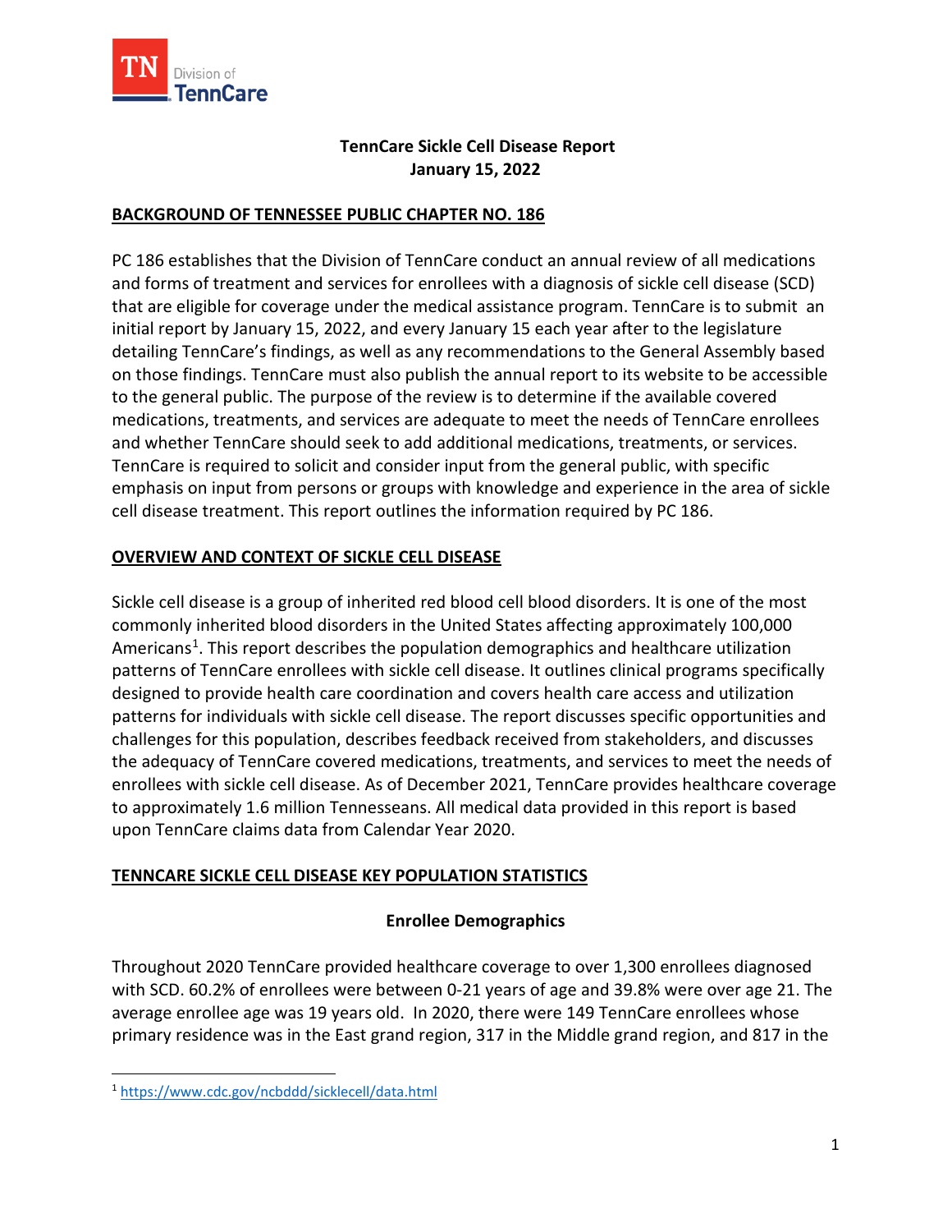# TennCare Sickle Cell Disease Report
## January 15, 2022

## BACKGROUND OF TENNESSEE PUBLIC CHAPTER NO. 186

PC 186 establishes that the Division of TennCare conduct an annual review of all medications and forms of treatment and services for enrollees with a diagnosis of sickle cell disease (SCD) that are eligible for coverage under the medical assistance program. TennCare is to submit an initial report by January 15, 2022, and every January 15 each year after to the legislature detailing TennCare's findings, as well as any recommendations to the General Assembly based on those findings. TennCare must also publish the annual report to its website to be accessible to the general public. The purpose of the review is to determine if the available covered medications, treatments, and services are adequate to meet the needs of TennCare enrollees and whether TennCare should seek to add additional medications, treatments, or services. TennCare is required to solicit and consider input from the general public, with specific emphasis on input from persons or groups with knowledge and experience in the area of sickle cell disease treatment. This report outlines the information required by PC 186.

## OVERVIEW AND CONTEXT OF SICKLE CELL DISEASE

Sickle cell disease is a group of inherited red blood cell blood disorders. It is one of the most commonly inherited blood disorders in the United States affecting approximately 100,000 Americans[1]. This report describes the population demographics and healthcare utilization patterns of TennCare enrollees with sickle cell disease. It outlines clinical programs specifically designed to provide health care coordination and covers health care access and utilization patterns for individuals with sickle cell disease. The report discusses specific opportunities and challenges for this population, describes feedback received from stakeholders, and discusses the adequacy of TennCare covered medications, treatments, and services to meet the needs of enrollees with sickle cell disease. As of December 2021, TennCare provides healthcare coverage to approximately 1.6 million Tennesseans. All medical data provided in this report is based upon TennCare claims data from Calendar Year 2020.

## TENNCARE SICKLE CELL DISEASE KEY POPULATION STATISTICS

### Enrollee Demographics

Throughout 2020 TennCare provided healthcare coverage to over 1,300 enrollees diagnosed with SCD. 60.2% of enrollees were between 0-21 years of age and 39.8% were over age 21. The average enrollee age was 19 years old. In 2020, there were 149 TennCare enrollees whose primary residence was in the East grand region, 317 in the Middle grand region, and 817 in the

---

[1] https://www.cdc.gov/ncbddd/sicklecell/data.html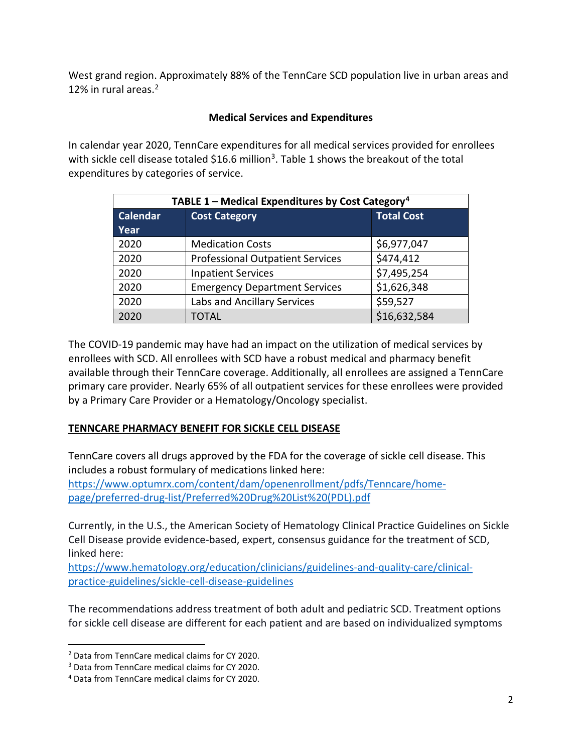West grand region. Approximately 88% of the TennCare SCD population live in urban areas and 12% in rural areas.[2]

**Medical Services and Expenditures**

In calendar year 2020, TennCare expenditures for all medical services provided for enrollees with sickle cell disease totaled $16.6 million[3]. Table 1 shows the breakout of the total expenditures by categories of service.

**TABLE 1 – Medical Expenditures by Cost Category[4]**

| Calendar Year | Cost Category | Total Cost |
|---|---|---|
| 2020 | Medication Costs | $6,977,047 |
| 2020 | Professional Outpatient Services | $474,412 |
| 2020 | Inpatient Services | $7,495,254 |
| 2020 | Emergency Department Services | $1,626,348 |
| 2020 | Labs and Ancillary Services | $59,527 |
| 2020 | TOTAL | $16,632,584 |

The COVID-19 pandemic may have had an impact on the utilization of medical services by enrollees with SCD. All enrollees with SCD have a robust medical and pharmacy benefit available through their TennCare coverage. Additionally, all enrollees are assigned a TennCare primary care provider. Nearly 65% of all outpatient services for these enrollees were provided by a Primary Care Provider or a Hematology/Oncology specialist.

## TENNCARE PHARMACY BENEFIT FOR SICKLE CELL DISEASE

TennCare covers all drugs approved by the FDA for the coverage of sickle cell disease. This includes a robust formulary of medications linked here:
https://www.optumrx.com/content/dam/openenrollment/pdfs/Tenncare/home-page/preferred-drug-list/Preferred%20Drug%20List%20(PDL).pdf

Currently, in the U.S., the American Society of Hematology Clinical Practice Guidelines on Sickle Cell Disease provide evidence-based, expert, consensus guidance for the treatment of SCD, linked here:
https://www.hematology.org/education/clinicians/guidelines-and-quality-care/clinical-practice-guidelines/sickle-cell-disease-guidelines

The recommendations address treatment of both adult and pediatric SCD. Treatment options for sickle cell disease are different for each patient and are based on individualized symptoms

[2] Data from TennCare medical claims for CY 2020.
[3] Data from TennCare medical claims for CY 2020.
[4] Data from TennCare medical claims for CY 2020.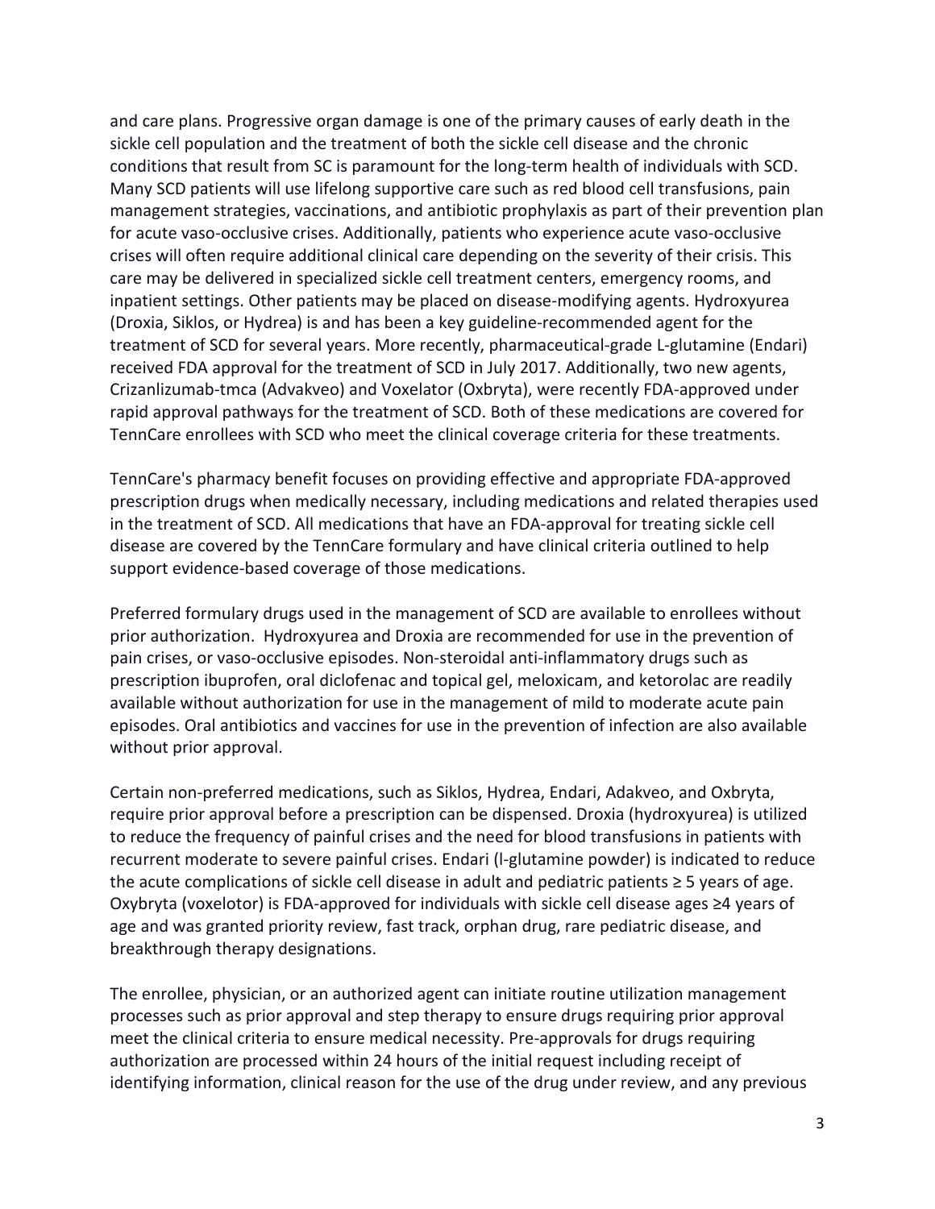and care plans. Progressive organ damage is one of the primary causes of early death in the sickle cell population and the treatment of both the sickle cell disease and the chronic conditions that result from SC is paramount for the long-term health of individuals with SCD. Many SCD patients will use lifelong supportive care such as red blood cell transfusions, pain management strategies, vaccinations, and antibiotic prophylaxis as part of their prevention plan for acute vaso-occlusive crises. Additionally, patients who experience acute vaso-occlusive crises will often require additional clinical care depending on the severity of their crisis. This care may be delivered in specialized sickle cell treatment centers, emergency rooms, and inpatient settings. Other patients may be placed on disease-modifying agents. Hydroxyurea (Droxia, Siklos, or Hydrea) is and has been a key guideline-recommended agent for the treatment of SCD for several years. More recently, pharmaceutical-grade L-glutamine (Endari) received FDA approval for the treatment of SCD in July 2017. Additionally, two new agents, Crizanlizumab-tmca (Advakveo) and Voxelator (Oxbryta), were recently FDA-approved under rapid approval pathways for the treatment of SCD. Both of these medications are covered for TennCare enrollees with SCD who meet the clinical coverage criteria for these treatments.

TennCare's pharmacy benefit focuses on providing effective and appropriate FDA-approved prescription drugs when medically necessary, including medications and related therapies used in the treatment of SCD. All medications that have an FDA-approval for treating sickle cell disease are covered by the TennCare formulary and have clinical criteria outlined to help support evidence-based coverage of those medications.

Preferred formulary drugs used in the management of SCD are available to enrollees without prior authorization. Hydroxyurea and Droxia are recommended for use in the prevention of pain crises, or vaso-occlusive episodes. Non-steroidal anti-inflammatory drugs such as prescription ibuprofen, oral diclofenac and topical gel, meloxicam, and ketorolac are readily available without authorization for use in the management of mild to moderate acute pain episodes. Oral antibiotics and vaccines for use in the prevention of infection are also available without prior approval.

Certain non-preferred medications, such as Siklos, Hydrea, Endari, Adakveo, and Oxbryta, require prior approval before a prescription can be dispensed. Droxia (hydroxyurea) is utilized to reduce the frequency of painful crises and the need for blood transfusions in patients with recurrent moderate to severe painful crises. Endari (l-glutamine powder) is indicated to reduce the acute complications of sickle cell disease in adult and pediatric patients ≥ 5 years of age. Oxybryta (voxelotor) is FDA-approved for individuals with sickle cell disease ages ≥4 years of age and was granted priority review, fast track, orphan drug, rare pediatric disease, and breakthrough therapy designations.

The enrollee, physician, or an authorized agent can initiate routine utilization management processes such as prior approval and step therapy to ensure drugs requiring prior approval meet the clinical criteria to ensure medical necessity. Pre-approvals for drugs requiring authorization are processed within 24 hours of the initial request including receipt of identifying information, clinical reason for the use of the drug under review, and any previous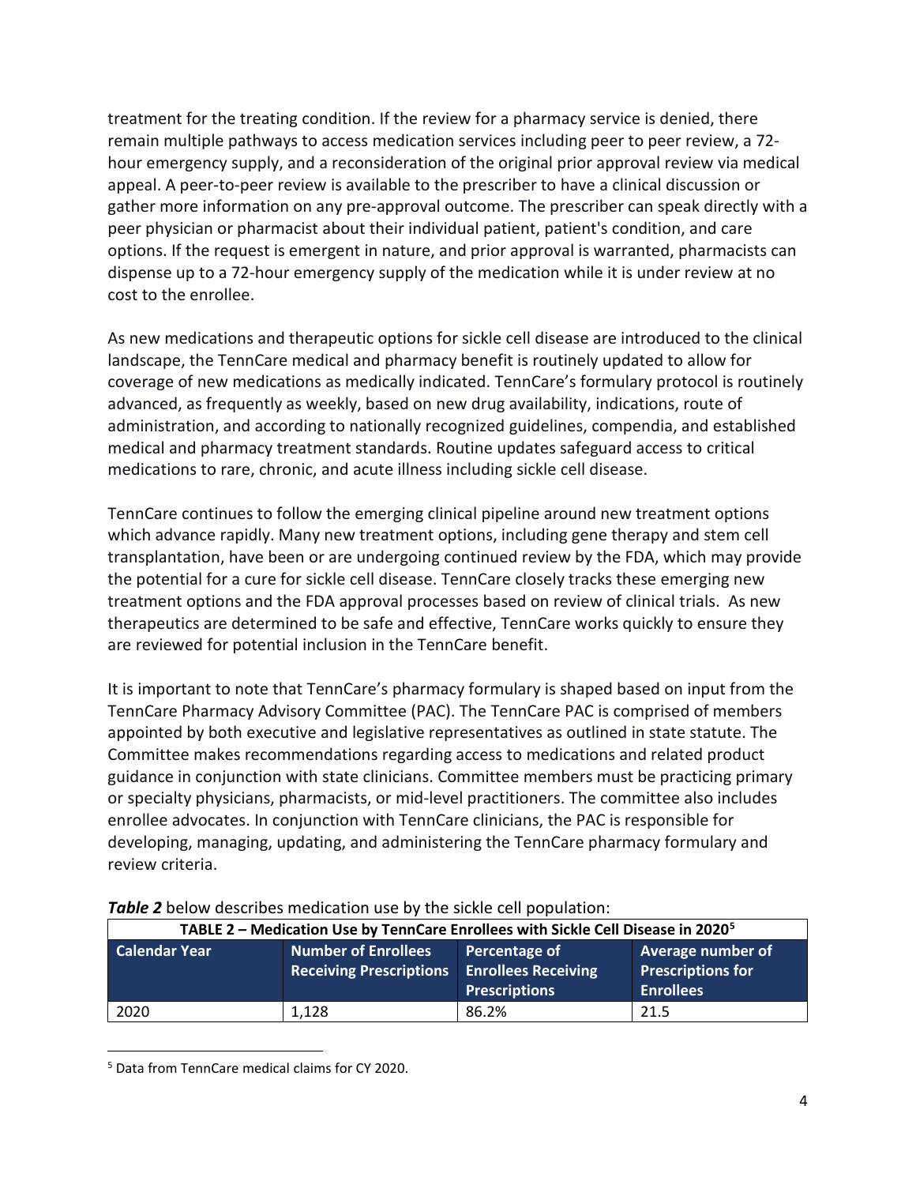treatment for the treating condition. If the review for a pharmacy service is denied, there remain multiple pathways to access medication services including peer to peer review, a 72-hour emergency supply, and a reconsideration of the original prior approval review via medical appeal. A peer-to-peer review is available to the prescriber to have a clinical discussion or gather more information on any pre-approval outcome. The prescriber can speak directly with a peer physician or pharmacist about their individual patient, patient's condition, and care options. If the request is emergent in nature, and prior approval is warranted, pharmacists can dispense up to a 72-hour emergency supply of the medication while it is under review at no cost to the enrollee.

As new medications and therapeutic options for sickle cell disease are introduced to the clinical landscape, the TennCare medical and pharmacy benefit is routinely updated to allow for coverage of new medications as medically indicated. TennCare's formulary protocol is routinely advanced, as frequently as weekly, based on new drug availability, indications, route of administration, and according to nationally recognized guidelines, compendia, and established medical and pharmacy treatment standards. Routine updates safeguard access to critical medications to rare, chronic, and acute illness including sickle cell disease.

TennCare continues to follow the emerging clinical pipeline around new treatment options which advance rapidly. Many new treatment options, including gene therapy and stem cell transplantation, have been or are undergoing continued review by the FDA, which may provide the potential for a cure for sickle cell disease. TennCare closely tracks these emerging new treatment options and the FDA approval processes based on review of clinical trials. As new therapeutics are determined to be safe and effective, TennCare works quickly to ensure they are reviewed for potential inclusion in the TennCare benefit.

It is important to note that TennCare's pharmacy formulary is shaped based on input from the TennCare Pharmacy Advisory Committee (PAC). The TennCare PAC is comprised of members appointed by both executive and legislative representatives as outlined in state statute. The Committee makes recommendations regarding access to medications and related product guidance in conjunction with state clinicians. Committee members must be practicing primary or specialty physicians, pharmacists, or mid-level practitioners. The committee also includes enrollee advocates. In conjunction with TennCare clinicians, the PAC is responsible for developing, managing, updating, and administering the TennCare pharmacy formulary and review criteria.

***Table 2*** below describes medication use by the sickle cell population:

**TABLE 2 – Medication Use by TennCare Enrollees with Sickle Cell Disease in 2020[5]**

| Calendar Year | Number of Enrollees Receiving Prescriptions | Percentage of Enrollees Receiving Prescriptions | Average number of Prescriptions for Enrollees |
|---|---|---|---|
| 2020 | 1,128 | 86.2% | 21.5 |

[5] Data from TennCare medical claims for CY 2020.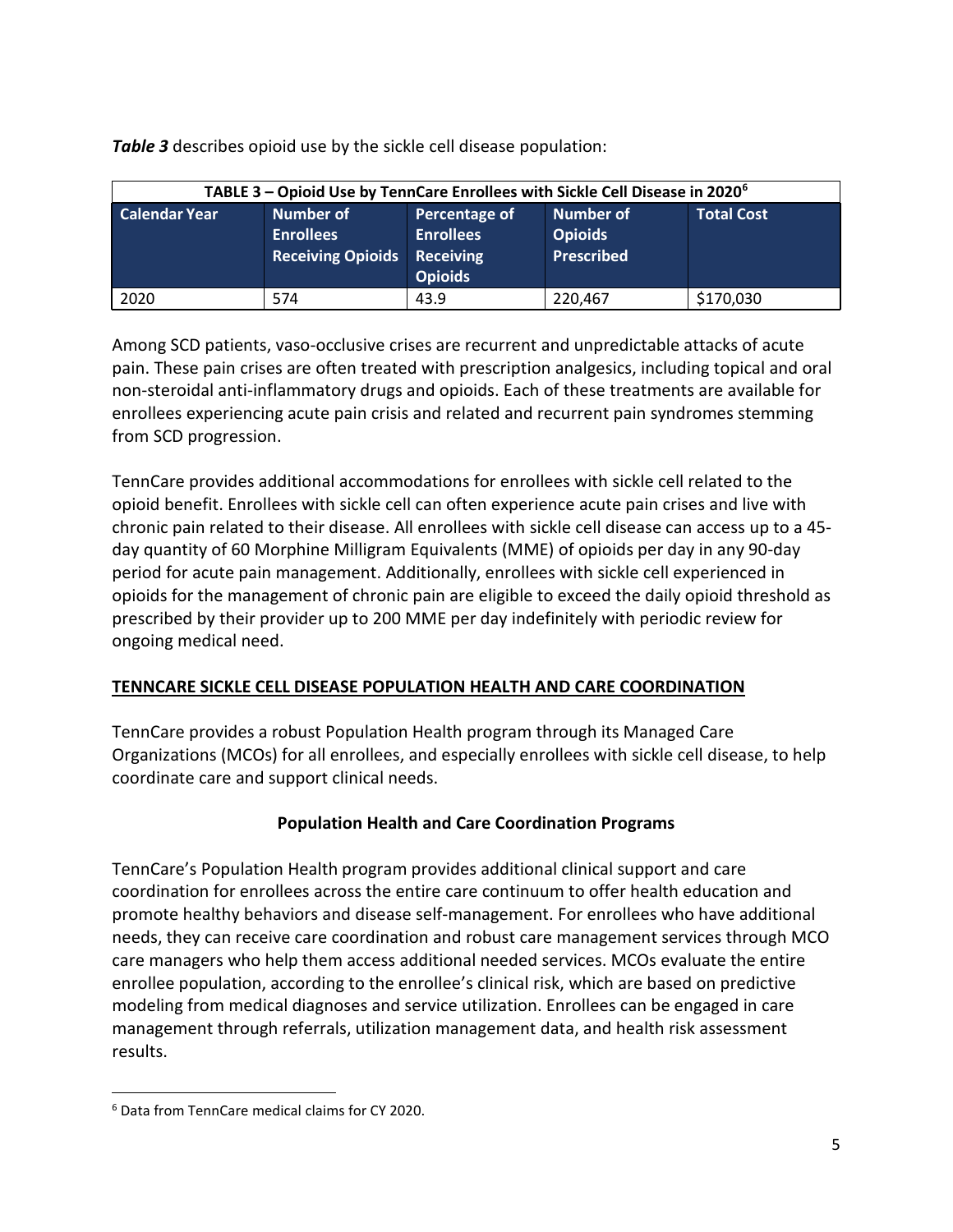***Table 3*** describes opioid use by the sickle cell disease population:

| TABLE 3 – Opioid Use by TennCare Enrollees with Sickle Cell Disease in 2020[6] | | | | |
|---|---|---|---|---|
| **Calendar Year** | **Number of Enrollees Receiving Opioids** | **Percentage of Enrollees Receiving Opioids** | **Number of Opioids Prescribed** | **Total Cost** |
| 2020 | 574 | 43.9 | 220,467 | \$170,030 |

Among SCD patients, vaso-occlusive crises are recurrent and unpredictable attacks of acute pain. These pain crises are often treated with prescription analgesics, including topical and oral non-steroidal anti-inflammatory drugs and opioids. Each of these treatments are available for enrollees experiencing acute pain crisis and related and recurrent pain syndromes stemming from SCD progression.

TennCare provides additional accommodations for enrollees with sickle cell related to the opioid benefit. Enrollees with sickle cell can often experience acute pain crises and live with chronic pain related to their disease. All enrollees with sickle cell disease can access up to a 45-day quantity of 60 Morphine Milligram Equivalents (MME) of opioids per day in any 90-day period for acute pain management. Additionally, enrollees with sickle cell experienced in opioids for the management of chronic pain are eligible to exceed the daily opioid threshold as prescribed by their provider up to 200 MME per day indefinitely with periodic review for ongoing medical need.

## TENNCARE SICKLE CELL DISEASE POPULATION HEALTH AND CARE COORDINATION

TennCare provides a robust Population Health program through its Managed Care Organizations (MCOs) for all enrollees, and especially enrollees with sickle cell disease, to help coordinate care and support clinical needs.

### Population Health and Care Coordination Programs

TennCare's Population Health program provides additional clinical support and care coordination for enrollees across the entire care continuum to offer health education and promote healthy behaviors and disease self-management. For enrollees who have additional needs, they can receive care coordination and robust care management services through MCO care managers who help them access additional needed services. MCOs evaluate the entire enrollee population, according to the enrollee's clinical risk, which are based on predictive modeling from medical diagnoses and service utilization. Enrollees can be engaged in care management through referrals, utilization management data, and health risk assessment results.

[6] Data from TennCare medical claims for CY 2020.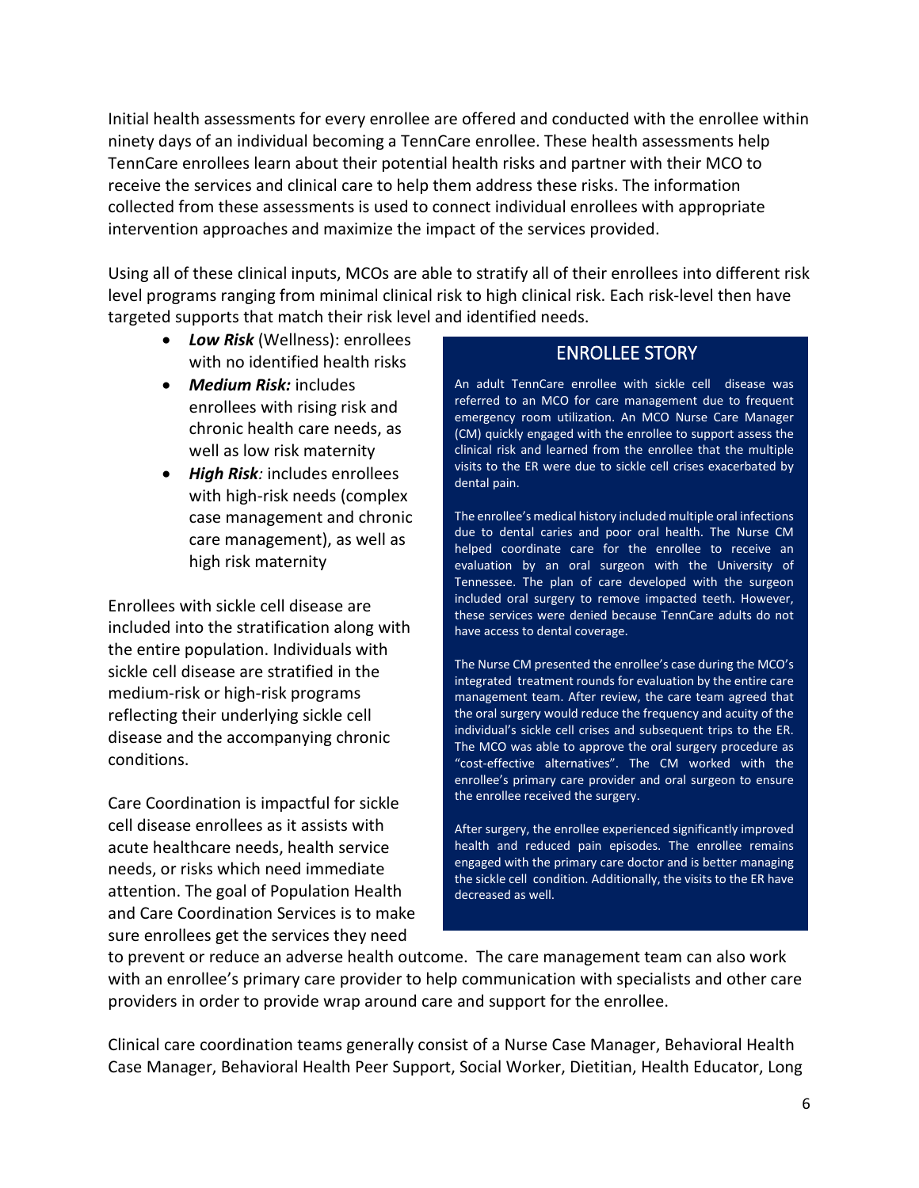Initial health assessments for every enrollee are offered and conducted with the enrollee within ninety days of an individual becoming a TennCare enrollee. These health assessments help TennCare enrollees learn about their potential health risks and partner with their MCO to receive the services and clinical care to help them address these risks. The information collected from these assessments is used to connect individual enrollees with appropriate intervention approaches and maximize the impact of the services provided.

Using all of these clinical inputs, MCOs are able to stratify all of their enrollees into different risk level programs ranging from minimal clinical risk to high clinical risk. Each risk-level then have targeted supports that match their risk level and identified needs.

- ***Low Risk*** (Wellness): enrollees with no identified health risks
- ***Medium Risk:*** includes enrollees with rising risk and chronic health care needs, as well as low risk maternity
- ***High Risk**:* includes enrollees with high-risk needs (complex case management and chronic care management), as well as high risk maternity

Enrollees with sickle cell disease are included into the stratification along with the entire population. Individuals with sickle cell disease are stratified in the medium-risk or high-risk programs reflecting their underlying sickle cell disease and the accompanying chronic conditions.

Care Coordination is impactful for sickle cell disease enrollees as it assists with acute healthcare needs, health service needs, or risks which need immediate attention. The goal of Population Health and Care Coordination Services is to make sure enrollees get the services they need to prevent or reduce an adverse health outcome. The care management team can also work with an enrollee's primary care provider to help communication with specialists and other care providers in order to provide wrap around care and support for the enrollee.

## ENROLLEE STORY

An adult TennCare enrollee with sickle cell disease was referred to an MCO for care management due to frequent emergency room utilization. An MCO Nurse Care Manager (CM) quickly engaged with the enrollee to support assess the clinical risk and learned from the enrollee that the multiple visits to the ER were due to sickle cell crises exacerbated by dental pain.

The enrollee's medical history included multiple oral infections due to dental caries and poor oral health. The Nurse CM helped coordinate care for the enrollee to receive an evaluation by an oral surgeon with the University of Tennessee. The plan of care developed with the surgeon included oral surgery to remove impacted teeth. However, these services were denied because TennCare adults do not have access to dental coverage.

The Nurse CM presented the enrollee's case during the MCO's integrated treatment rounds for evaluation by the entire care management team. After review, the care team agreed that the oral surgery would reduce the frequency and acuity of the individual's sickle cell crises and subsequent trips to the ER. The MCO was able to approve the oral surgery procedure as "cost-effective alternatives". The CM worked with the enrollee's primary care provider and oral surgeon to ensure the enrollee received the surgery.

After surgery, the enrollee experienced significantly improved health and reduced pain episodes. The enrollee remains engaged with the primary care doctor and is better managing the sickle cell condition. Additionally, the visits to the ER have decreased as well.

Clinical care coordination teams generally consist of a Nurse Case Manager, Behavioral Health Case Manager, Behavioral Health Peer Support, Social Worker, Dietitian, Health Educator, Long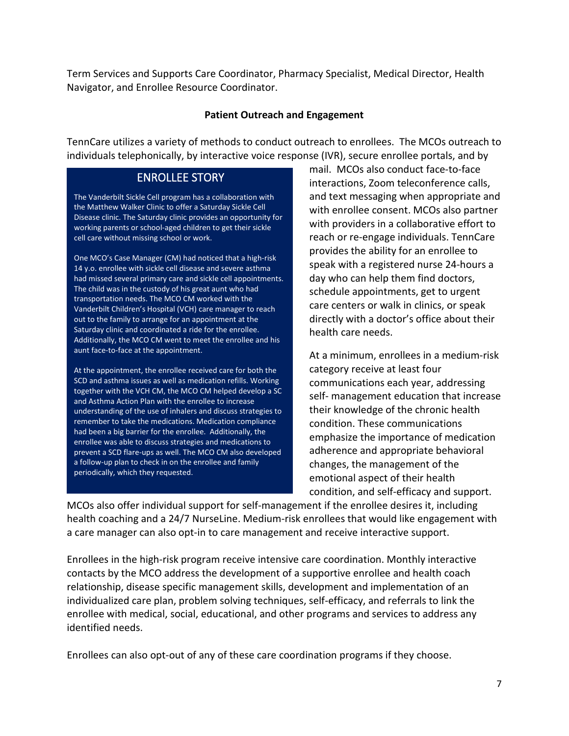Term Services and Supports Care Coordinator, Pharmacy Specialist, Medical Director, Health Navigator, and Enrollee Resource Coordinator.

**Patient Outreach and Engagement**

TennCare utilizes a variety of methods to conduct outreach to enrollees. The MCOs outreach to individuals telephonically, by interactive voice response (IVR), secure enrollee portals, and by mail. MCOs also conduct face-to-face interactions, Zoom teleconference calls, and text messaging when appropriate and with enrollee consent. MCOs also partner with providers in a collaborative effort to reach or re-engage individuals. TennCare provides the ability for an enrollee to speak with a registered nurse 24-hours a day who can help them find doctors, schedule appointments, get to urgent care centers or walk in clinics, or speak directly with a doctor's office about their health care needs.

> ### ENROLLEE STORY
>
> The Vanderbilt Sickle Cell program has a collaboration with the Matthew Walker Clinic to offer a Saturday Sickle Cell Disease clinic. The Saturday clinic provides an opportunity for working parents or school-aged children to get their sickle cell care without missing school or work.
>
> One MCO's Case Manager (CM) had noticed that a high-risk 14 y.o. enrollee with sickle cell disease and severe asthma had missed several primary care and sickle cell appointments. The child was in the custody of his great aunt who had transportation needs. The MCO CM worked with the Vanderbilt Children's Hospital (VCH) care manager to reach out to the family to arrange for an appointment at the Saturday clinic and coordinated a ride for the enrollee. Additionally, the MCO CM went to meet the enrollee and his aunt face-to-face at the appointment.
>
> At the appointment, the enrollee received care for both the SCD and asthma issues as well as medication refills. Working together with the VCH CM, the MCO CM helped develop a SC and Asthma Action Plan with the enrollee to increase understanding of the use of inhalers and discuss strategies to remember to take the medications. Medication compliance had been a big barrier for the enrollee. Additionally, the enrollee was able to discuss strategies and medications to prevent a SCD flare-ups as well. The MCO CM also developed a follow-up plan to check in on the enrollee and family periodically, which they requested.

At a minimum, enrollees in a medium-risk category receive at least four communications each year, addressing self- management education that increase their knowledge of the chronic health condition. These communications emphasize the importance of medication adherence and appropriate behavioral changes, the management of the emotional aspect of their health condition, and self-efficacy and support. MCOs also offer individual support for self-management if the enrollee desires it, including health coaching and a 24/7 NurseLine. Medium-risk enrollees that would like engagement with a care manager can also opt-in to care management and receive interactive support.

Enrollees in the high-risk program receive intensive care coordination. Monthly interactive contacts by the MCO address the development of a supportive enrollee and health coach relationship, disease specific management skills, development and implementation of an individualized care plan, problem solving techniques, self-efficacy, and referrals to link the enrollee with medical, social, educational, and other programs and services to address any identified needs.

Enrollees can also opt-out of any of these care coordination programs if they choose.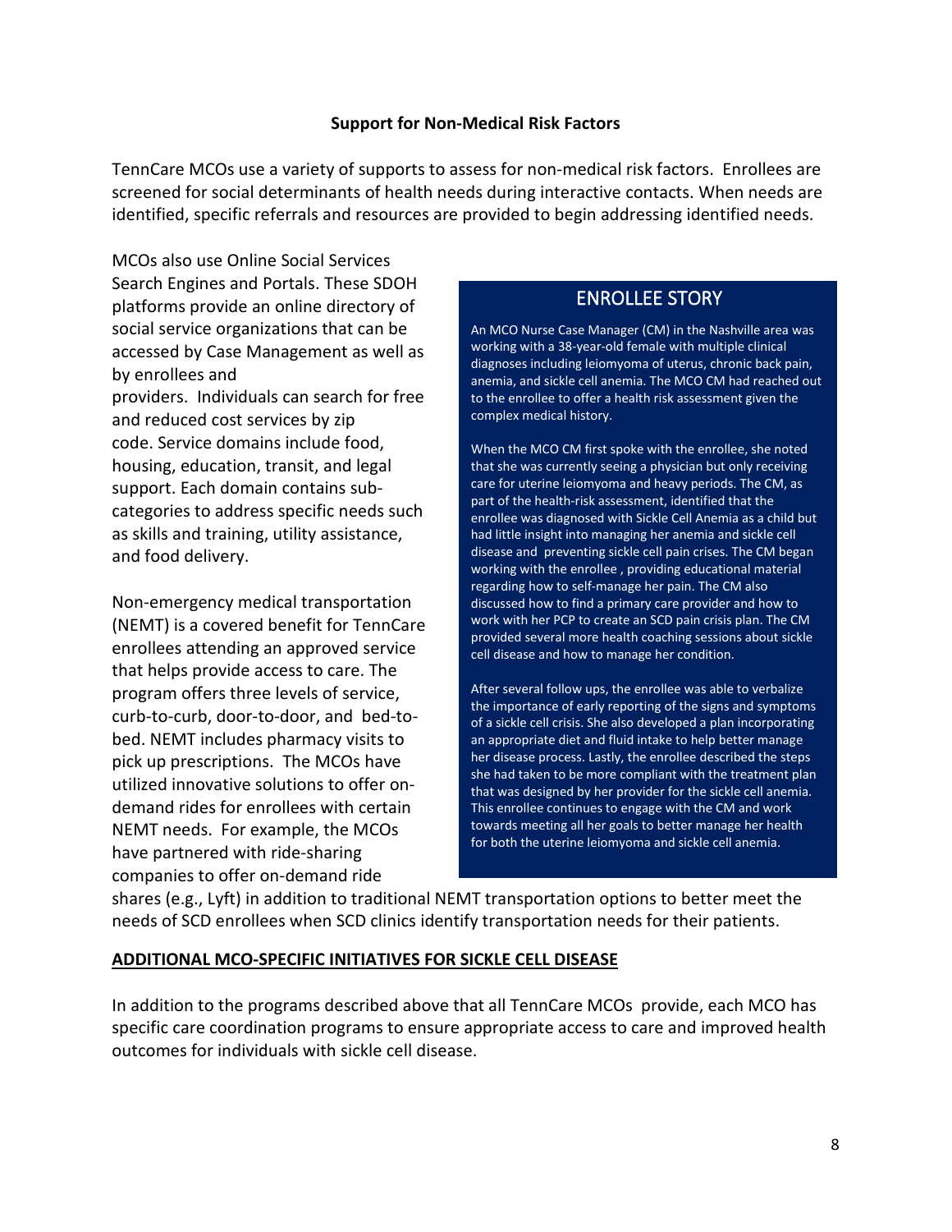**Support for Non-Medical Risk Factors**

TennCare MCOs use a variety of supports to assess for non-medical risk factors. Enrollees are screened for social determinants of health needs during interactive contacts. When needs are identified, specific referrals and resources are provided to begin addressing identified needs.

MCOs also use Online Social Services Search Engines and Portals. These SDOH platforms provide an online directory of social service organizations that can be accessed by Case Management as well as by enrollees and providers. Individuals can search for free and reduced cost services by zip code. Service domains include food, housing, education, transit, and legal support. Each domain contains sub-categories to address specific needs such as skills and training, utility assistance, and food delivery.

Non-emergency medical transportation (NEMT) is a covered benefit for TennCare enrollees attending an approved service that helps provide access to care. The program offers three levels of service, curb-to-curb, door-to-door, and bed-to-bed. NEMT includes pharmacy visits to pick up prescriptions. The MCOs have utilized innovative solutions to offer on-demand rides for enrollees with certain NEMT needs. For example, the MCOs have partnered with ride-sharing companies to offer on-demand ride shares (e.g., Lyft) in addition to traditional NEMT transportation options to better meet the needs of SCD enrollees when SCD clinics identify transportation needs for their patients.

> **ENROLLEE STORY**
>
> An MCO Nurse Case Manager (CM) in the Nashville area was working with a 38-year-old female with multiple clinical diagnoses including leiomyoma of uterus, chronic back pain, anemia, and sickle cell anemia. The MCO CM had reached out to the enrollee to offer a health risk assessment given the complex medical history.
>
> When the MCO CM first spoke with the enrollee, she noted that she was currently seeing a physician but only receiving care for uterine leiomyoma and heavy periods. The CM, as part of the health-risk assessment, identified that the enrollee was diagnosed with Sickle Cell Anemia as a child but had little insight into managing her anemia and sickle cell disease and preventing sickle cell pain crises. The CM began working with the enrollee , providing educational material regarding how to self-manage her pain. The CM also discussed how to find a primary care provider and how to work with her PCP to create an SCD pain crisis plan. The CM provided several more health coaching sessions about sickle cell disease and how to manage her condition.
>
> After several follow ups, the enrollee was able to verbalize the importance of early reporting of the signs and symptoms of a sickle cell crisis. She also developed a plan incorporating an appropriate diet and fluid intake to help better manage her disease process. Lastly, the enrollee described the steps she had taken to be more compliant with the treatment plan that was designed by her provider for the sickle cell anemia. This enrollee continues to engage with the CM and work towards meeting all her goals to better manage her health for both the uterine leiomyoma and sickle cell anemia.

## ADDITIONAL MCO-SPECIFIC INITIATIVES FOR SICKLE CELL DISEASE

In addition to the programs described above that all TennCare MCOs provide, each MCO has specific care coordination programs to ensure appropriate access to care and improved health outcomes for individuals with sickle cell disease.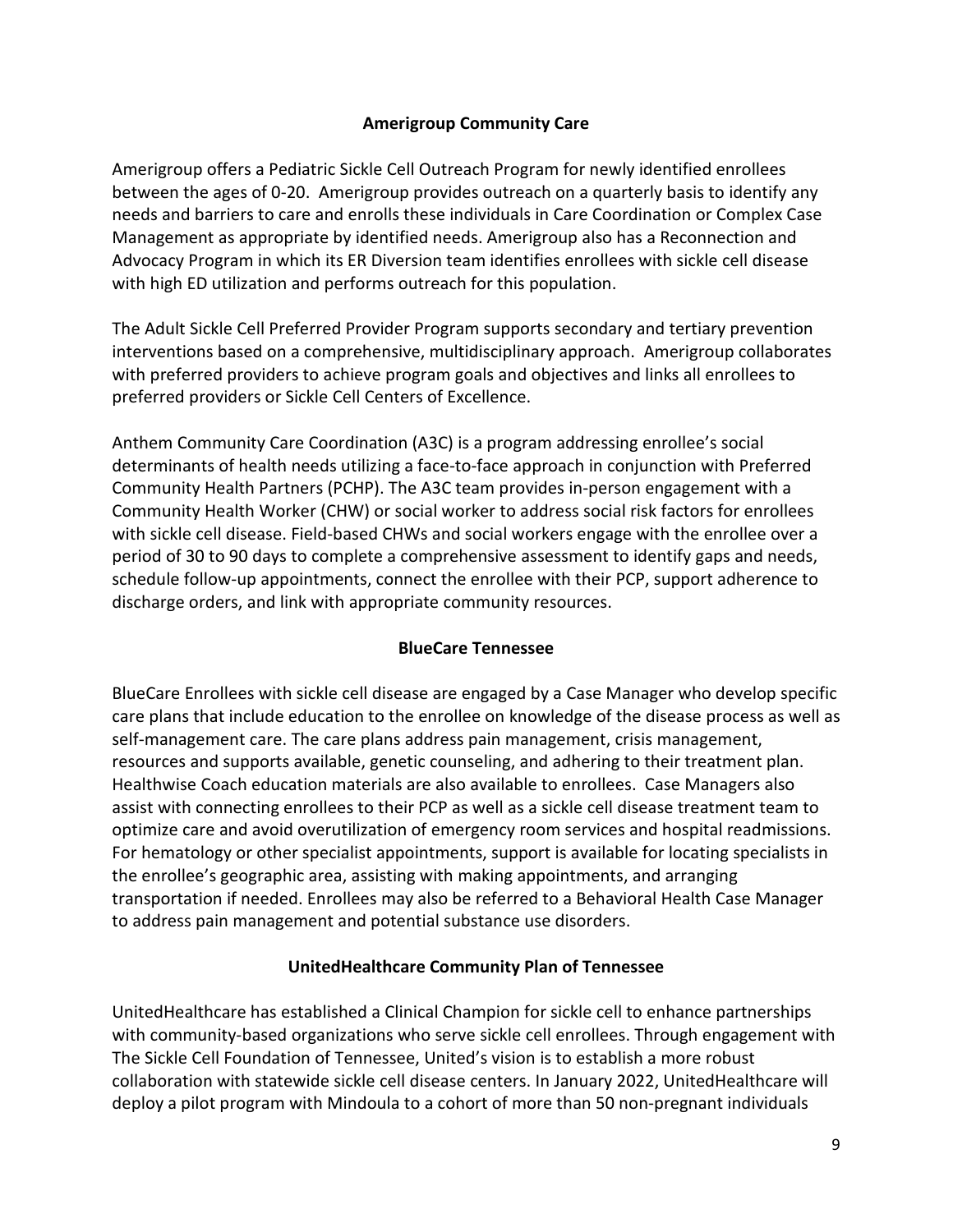## Amerigroup Community Care

Amerigroup offers a Pediatric Sickle Cell Outreach Program for newly identified enrollees between the ages of 0-20. Amerigroup provides outreach on a quarterly basis to identify any needs and barriers to care and enrolls these individuals in Care Coordination or Complex Case Management as appropriate by identified needs. Amerigroup also has a Reconnection and Advocacy Program in which its ER Diversion team identifies enrollees with sickle cell disease with high ED utilization and performs outreach for this population.

The Adult Sickle Cell Preferred Provider Program supports secondary and tertiary prevention interventions based on a comprehensive, multidisciplinary approach. Amerigroup collaborates with preferred providers to achieve program goals and objectives and links all enrollees to preferred providers or Sickle Cell Centers of Excellence.

Anthem Community Care Coordination (A3C) is a program addressing enrollee's social determinants of health needs utilizing a face-to-face approach in conjunction with Preferred Community Health Partners (PCHP). The A3C team provides in-person engagement with a Community Health Worker (CHW) or social worker to address social risk factors for enrollees with sickle cell disease. Field-based CHWs and social workers engage with the enrollee over a period of 30 to 90 days to complete a comprehensive assessment to identify gaps and needs, schedule follow-up appointments, connect the enrollee with their PCP, support adherence to discharge orders, and link with appropriate community resources.

## BlueCare Tennessee

BlueCare Enrollees with sickle cell disease are engaged by a Case Manager who develop specific care plans that include education to the enrollee on knowledge of the disease process as well as self-management care. The care plans address pain management, crisis management, resources and supports available, genetic counseling, and adhering to their treatment plan. Healthwise Coach education materials are also available to enrollees. Case Managers also assist with connecting enrollees to their PCP as well as a sickle cell disease treatment team to optimize care and avoid overutilization of emergency room services and hospital readmissions. For hematology or other specialist appointments, support is available for locating specialists in the enrollee's geographic area, assisting with making appointments, and arranging transportation if needed. Enrollees may also be referred to a Behavioral Health Case Manager to address pain management and potential substance use disorders.

## UnitedHealthcare Community Plan of Tennessee

UnitedHealthcare has established a Clinical Champion for sickle cell to enhance partnerships with community-based organizations who serve sickle cell enrollees. Through engagement with The Sickle Cell Foundation of Tennessee, United's vision is to establish a more robust collaboration with statewide sickle cell disease centers. In January 2022, UnitedHealthcare will deploy a pilot program with Mindoula to a cohort of more than 50 non-pregnant individuals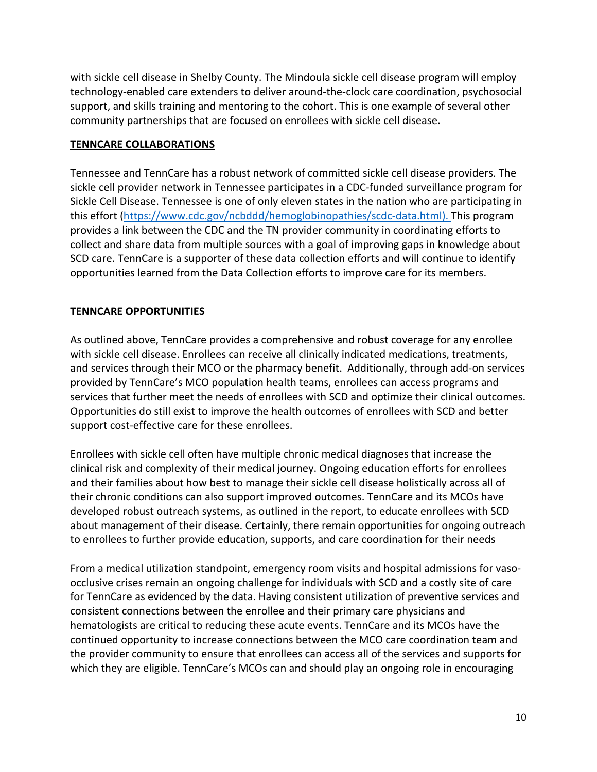with sickle cell disease in Shelby County. The Mindoula sickle cell disease program will employ technology-enabled care extenders to deliver around-the-clock care coordination, psychosocial support, and skills training and mentoring to the cohort. This is one example of several other community partnerships that are focused on enrollees with sickle cell disease.

## TENNCARE COLLABORATIONS

Tennessee and TennCare has a robust network of committed sickle cell disease providers. The sickle cell provider network in Tennessee participates in a CDC-funded surveillance program for Sickle Cell Disease. Tennessee is one of only eleven states in the nation who are participating in this effort (https://www.cdc.gov/ncbddd/hemoglobinopathies/scdc-data.html). This program provides a link between the CDC and the TN provider community in coordinating efforts to collect and share data from multiple sources with a goal of improving gaps in knowledge about SCD care. TennCare is a supporter of these data collection efforts and will continue to identify opportunities learned from the Data Collection efforts to improve care for its members.

## TENNCARE OPPORTUNITIES

As outlined above, TennCare provides a comprehensive and robust coverage for any enrollee with sickle cell disease. Enrollees can receive all clinically indicated medications, treatments, and services through their MCO or the pharmacy benefit. Additionally, through add-on services provided by TennCare's MCO population health teams, enrollees can access programs and services that further meet the needs of enrollees with SCD and optimize their clinical outcomes. Opportunities do still exist to improve the health outcomes of enrollees with SCD and better support cost-effective care for these enrollees.

Enrollees with sickle cell often have multiple chronic medical diagnoses that increase the clinical risk and complexity of their medical journey. Ongoing education efforts for enrollees and their families about how best to manage their sickle cell disease holistically across all of their chronic conditions can also support improved outcomes. TennCare and its MCOs have developed robust outreach systems, as outlined in the report, to educate enrollees with SCD about management of their disease. Certainly, there remain opportunities for ongoing outreach to enrollees to further provide education, supports, and care coordination for their needs

From a medical utilization standpoint, emergency room visits and hospital admissions for vaso-occlusive crises remain an ongoing challenge for individuals with SCD and a costly site of care for TennCare as evidenced by the data. Having consistent utilization of preventive services and consistent connections between the enrollee and their primary care physicians and hematologists are critical to reducing these acute events. TennCare and its MCOs have the continued opportunity to increase connections between the MCO care coordination team and the provider community to ensure that enrollees can access all of the services and supports for which they are eligible. TennCare's MCOs can and should play an ongoing role in encouraging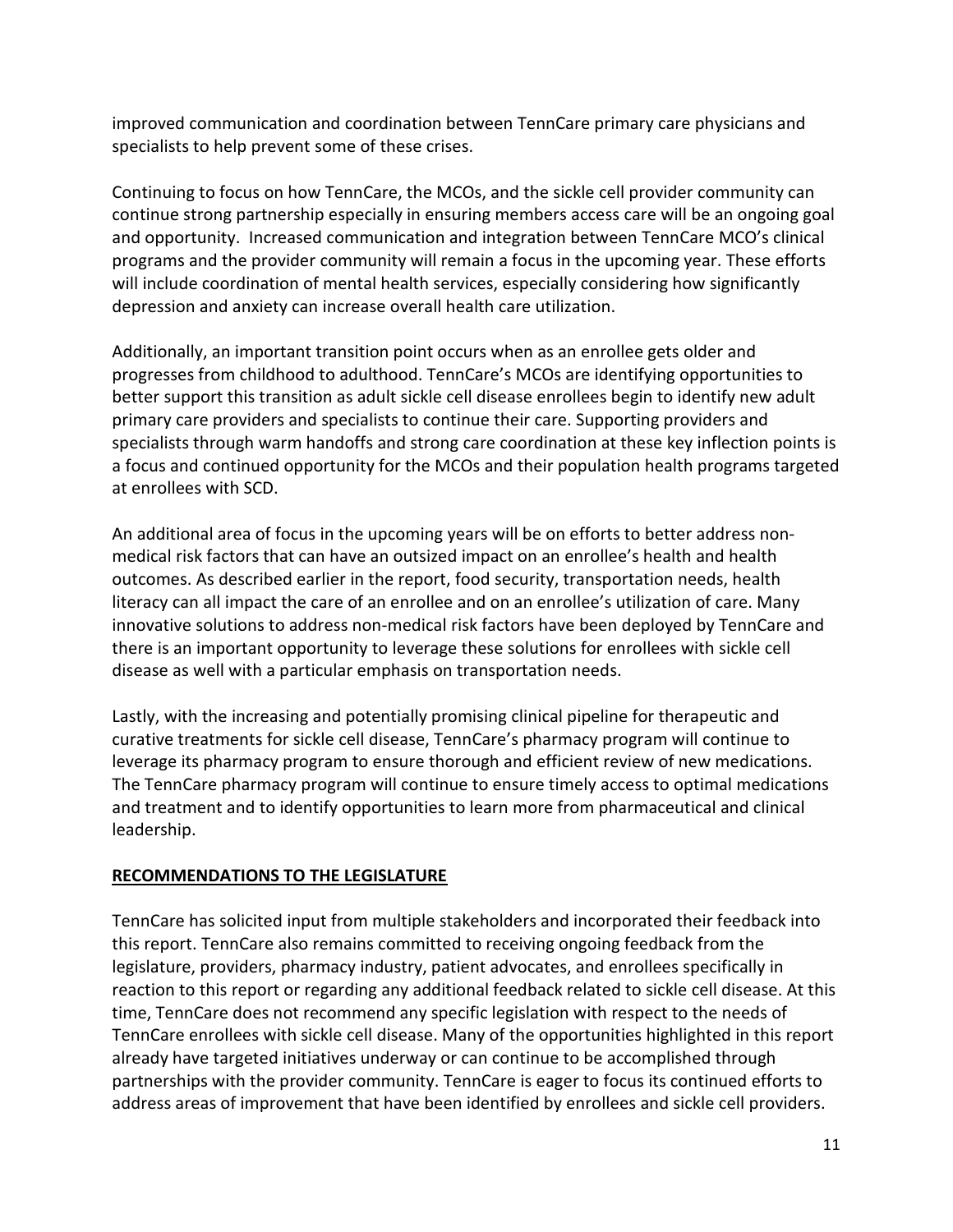improved communication and coordination between TennCare primary care physicians and specialists to help prevent some of these crises.

Continuing to focus on how TennCare, the MCOs, and the sickle cell provider community can continue strong partnership especially in ensuring members access care will be an ongoing goal and opportunity. Increased communication and integration between TennCare MCO's clinical programs and the provider community will remain a focus in the upcoming year. These efforts will include coordination of mental health services, especially considering how significantly depression and anxiety can increase overall health care utilization.

Additionally, an important transition point occurs when as an enrollee gets older and progresses from childhood to adulthood. TennCare's MCOs are identifying opportunities to better support this transition as adult sickle cell disease enrollees begin to identify new adult primary care providers and specialists to continue their care. Supporting providers and specialists through warm handoffs and strong care coordination at these key inflection points is a focus and continued opportunity for the MCOs and their population health programs targeted at enrollees with SCD.

An additional area of focus in the upcoming years will be on efforts to better address non-medical risk factors that can have an outsized impact on an enrollee's health and health outcomes. As described earlier in the report, food security, transportation needs, health literacy can all impact the care of an enrollee and on an enrollee's utilization of care. Many innovative solutions to address non-medical risk factors have been deployed by TennCare and there is an important opportunity to leverage these solutions for enrollees with sickle cell disease as well with a particular emphasis on transportation needs.

Lastly, with the increasing and potentially promising clinical pipeline for therapeutic and curative treatments for sickle cell disease, TennCare's pharmacy program will continue to leverage its pharmacy program to ensure thorough and efficient review of new medications. The TennCare pharmacy program will continue to ensure timely access to optimal medications and treatment and to identify opportunities to learn more from pharmaceutical and clinical leadership.

## RECOMMENDATIONS TO THE LEGISLATURE

TennCare has solicited input from multiple stakeholders and incorporated their feedback into this report. TennCare also remains committed to receiving ongoing feedback from the legislature, providers, pharmacy industry, patient advocates, and enrollees specifically in reaction to this report or regarding any additional feedback related to sickle cell disease. At this time, TennCare does not recommend any specific legislation with respect to the needs of TennCare enrollees with sickle cell disease. Many of the opportunities highlighted in this report already have targeted initiatives underway or can continue to be accomplished through partnerships with the provider community. TennCare is eager to focus its continued efforts to address areas of improvement that have been identified by enrollees and sickle cell providers.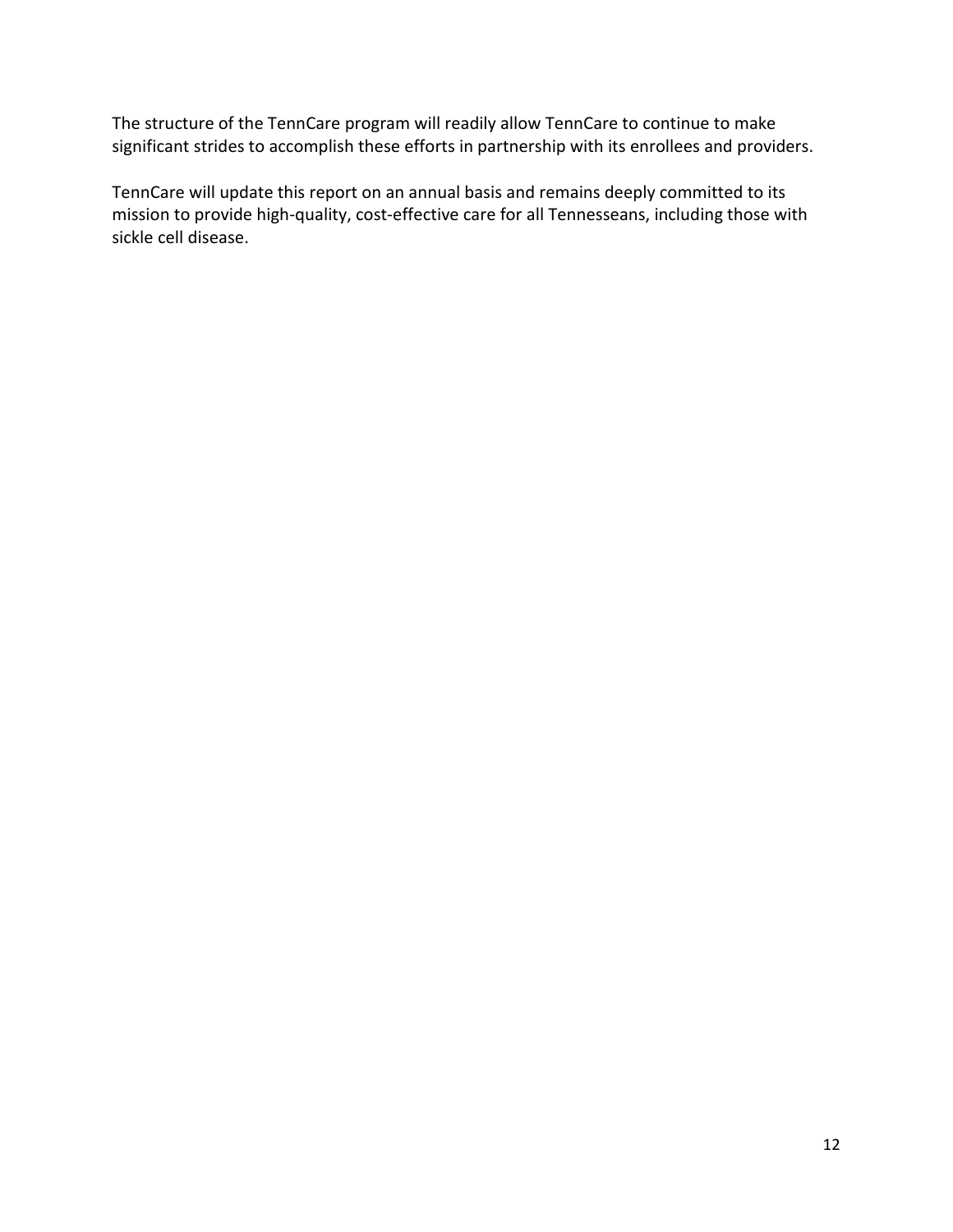The structure of the TennCare program will readily allow TennCare to continue to make significant strides to accomplish these efforts in partnership with its enrollees and providers.

TennCare will update this report on an annual basis and remains deeply committed to its mission to provide high-quality, cost-effective care for all Tennesseans, including those with sickle cell disease.